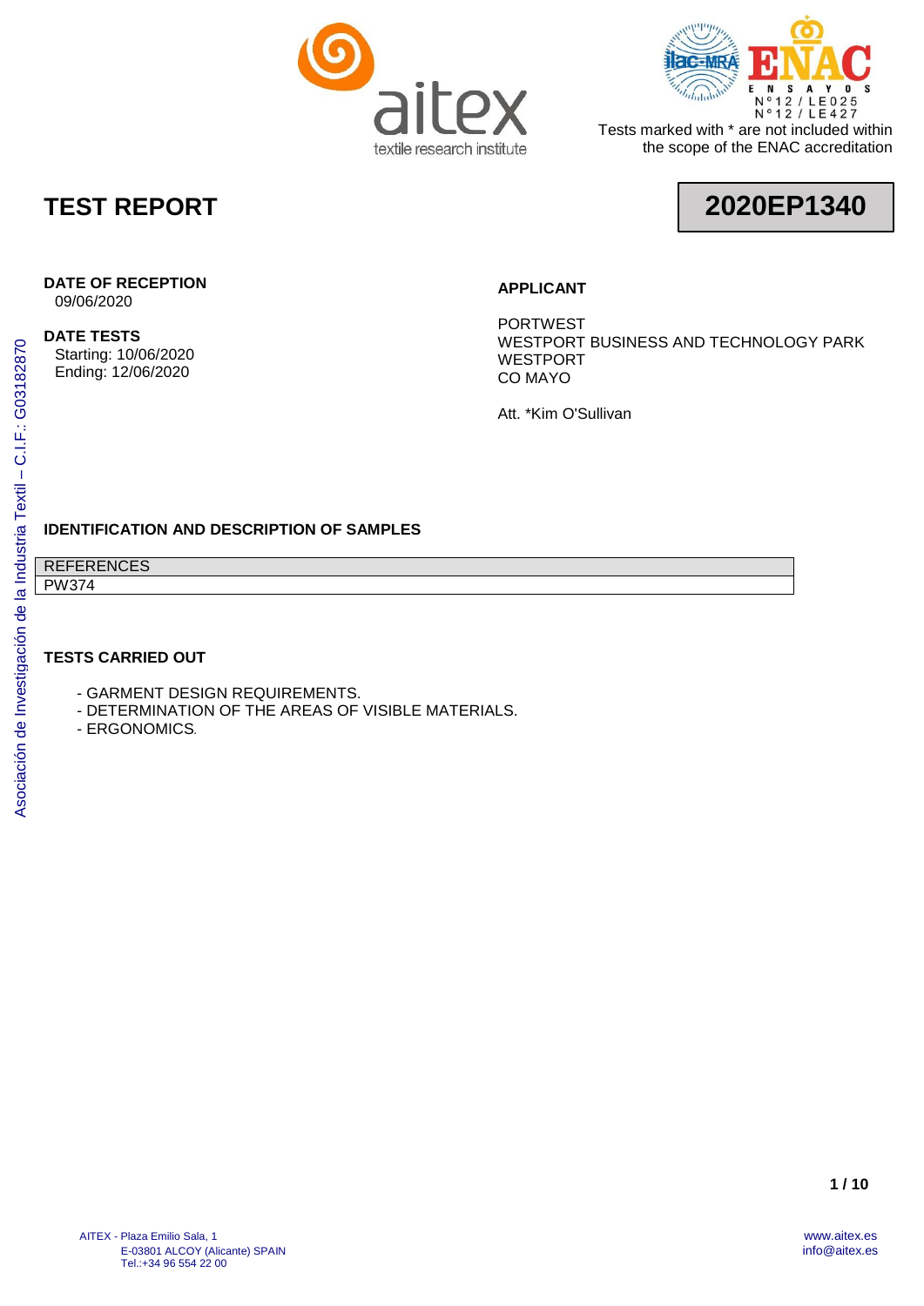Tests marked with * are not included within the scope of the ENAC accreditation

# TEST REPORT

**2020EP1340**

**DATE OF RECEPTION**
09/06/2020

**DATE TESTS**
Starting: 10/06/2020
Ending: 12/06/2020

**APPLICANT**

PORTWEST
WESTPORT BUSINESS AND TECHNOLOGY PARK
WESTPORT
CO MAYO

Att. *Kim O'Sullivan

## IDENTIFICATION AND DESCRIPTION OF SAMPLES

| REFERENCES |
| --- |
| PW374 |

## TESTS CARRIED OUT

- GARMENT DESIGN REQUIREMENTS.
- DETERMINATION OF THE AREAS OF VISIBLE MATERIALS.
- ERGONOMICS.

Asociación de Investigación de la Industria Textil – C.I.F.: G03182870

AITEX - Plaza Emilio Sala, 1
E-03801 ALCOY (Alicante) SPAIN
Tel.:+34 96 554 22 00

www.aitex.es
info@aitex.es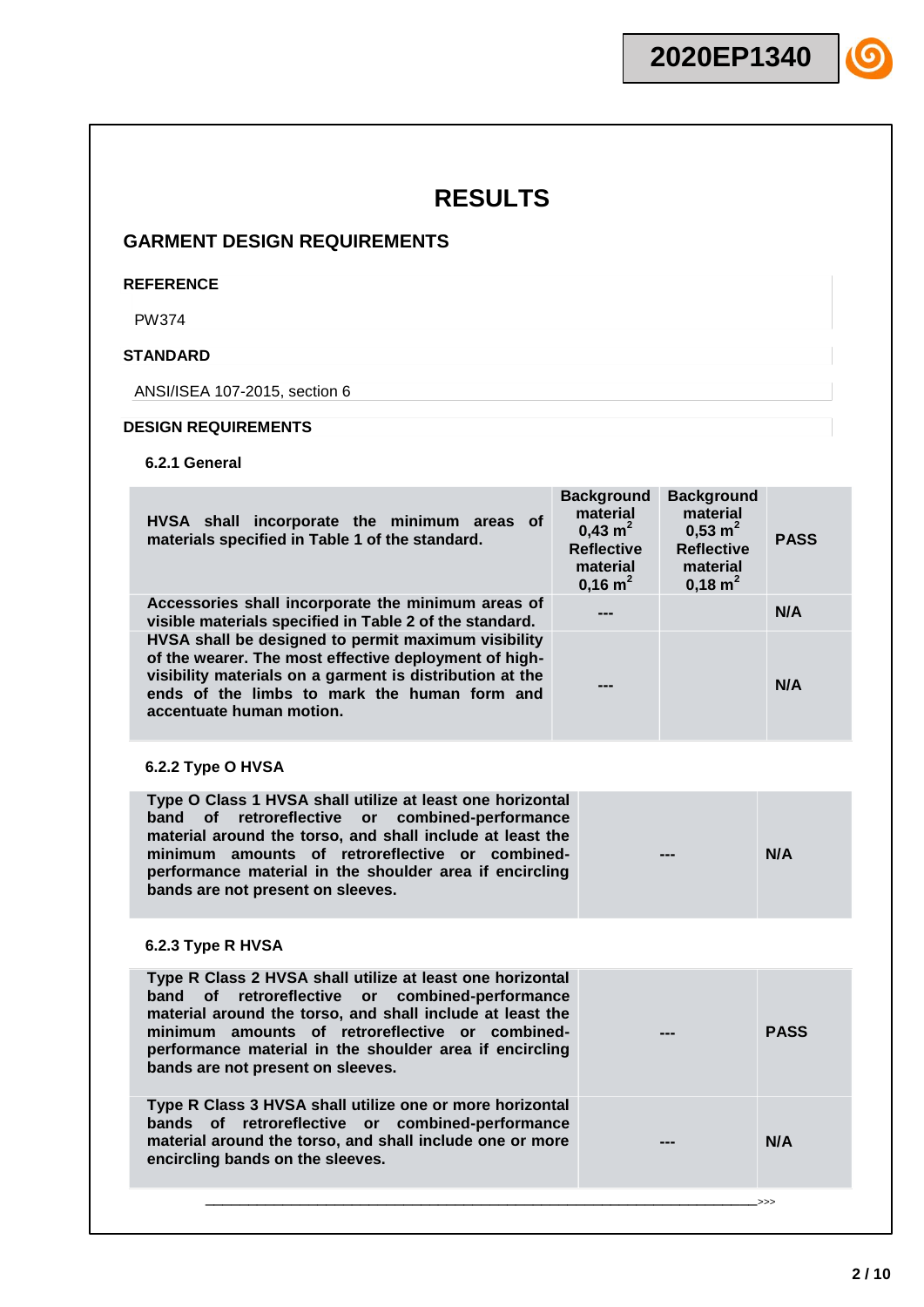# RESULTS

## GARMENT DESIGN REQUIREMENTS

**REFERENCE**

PW374

**STANDARD**

ANSI/ISEA 107-2015, section 6

**DESIGN REQUIREMENTS**

**6.2.1 General**

| | | | |
|---|---|---|---|
| **HVSA shall incorporate the minimum areas of materials specified in Table 1 of the standard.** | **Background material 0,43 $m^2$ Reflective material 0,16 $m^2$** | **Background material 0,53 $m^2$ Reflective material 0,18 $m^2$** | **PASS** |
| **Accessories shall incorporate the minimum areas of visible materials specified in Table 2 of the standard.** | **---** | | **N/A** |
| **HVSA shall be designed to permit maximum visibility of the wearer. The most effective deployment of high-visibility materials on a garment is distribution at the ends of the limbs to mark the human form and accentuate human motion.** | **---** | | **N/A** |

**6.2.2 Type O HVSA**

| | | |
|---|---|---|
| **Type O Class 1 HVSA shall utilize at least one horizontal band of retroreflective or combined-performance material around the torso, and shall include at least the minimum amounts of retroreflective or combined-performance material in the shoulder area if encircling bands are not present on sleeves.** | **---** | **N/A** |

**6.2.3 Type R HVSA**

| | | |
|---|---|---|
| **Type R Class 2 HVSA shall utilize at least one horizontal band of retroreflective or combined-performance material around the torso, and shall include at least the minimum amounts of retroreflective or combined-performance material in the shoulder area if encircling bands are not present on sleeves.** | **---** | **PASS** |
| **Type R Class 3 HVSA shall utilize one or more horizontal bands of retroreflective or combined-performance material around the torso, and shall include one or more encircling bands on the sleeves.** | **---** | **N/A** |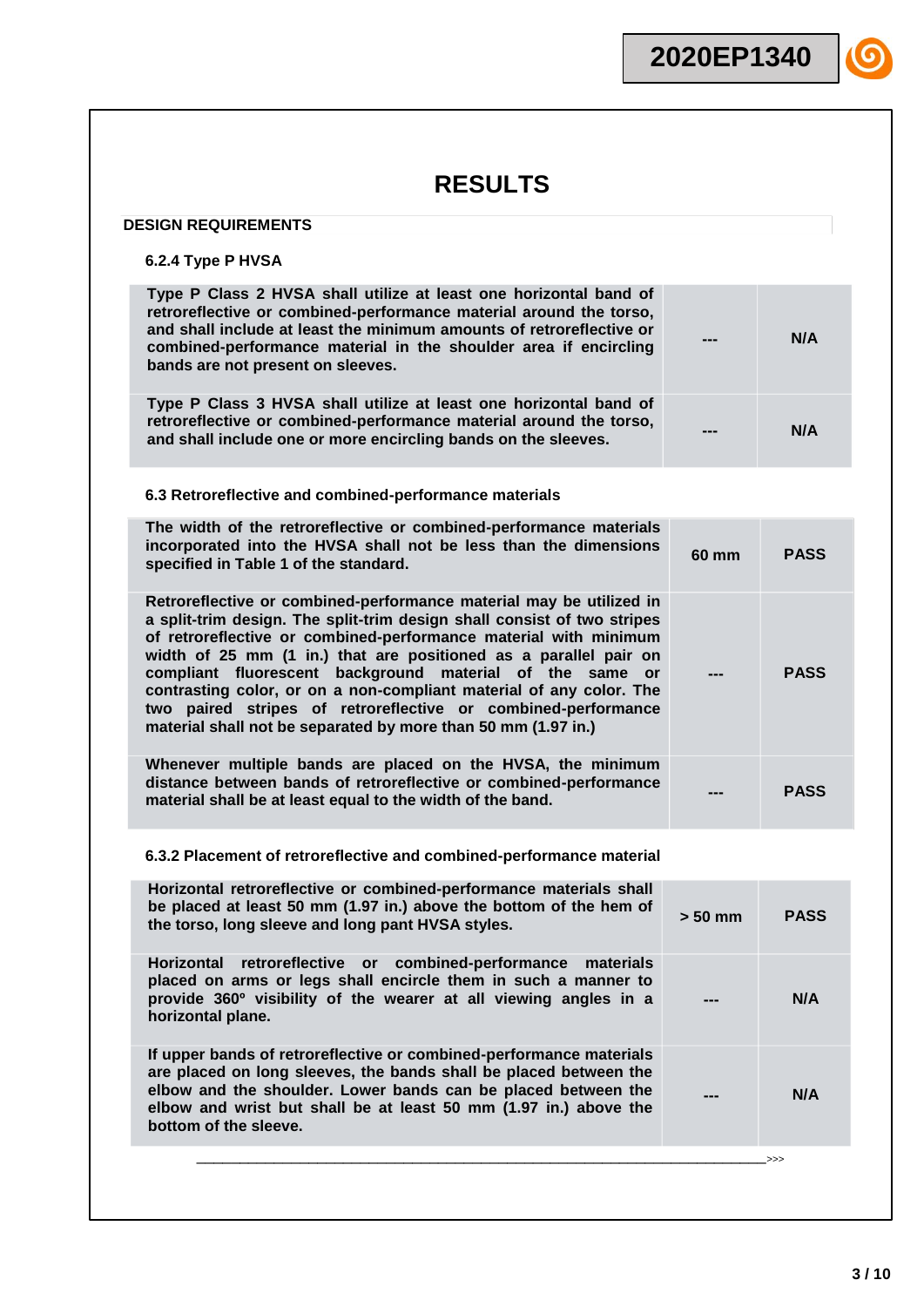# RESULTS

## DESIGN REQUIREMENTS

### 6.2.4 Type P HVSA

| Requirement | Result | Verdict |
|---|---|---|
| Type P Class 2 HVSA shall utilize at least one horizontal band of retroreflective or combined-performance material around the torso, and shall include at least the minimum amounts of retroreflective or combined-performance material in the shoulder area if encircling bands are not present on sleeves. | --- | N/A |
| Type P Class 3 HVSA shall utilize at least one horizontal band of retroreflective or combined-performance material around the torso, and shall include one or more encircling bands on the sleeves. | --- | N/A |

### 6.3 Retroreflective and combined-performance materials

| Requirement | Result | Verdict |
|---|---|---|
| The width of the retroreflective or combined-performance materials incorporated into the HVSA shall not be less than the dimensions specified in Table 1 of the standard. | 60 mm | PASS |
| Retroreflective or combined-performance material may be utilized in a split-trim design. The split-trim design shall consist of two stripes of retroreflective or combined-performance material with minimum width of 25 mm (1 in.) that are positioned as a parallel pair on compliant fluorescent background material of the same or contrasting color, or on a non-compliant material of any color. The two paired stripes of retroreflective or combined-performance material shall not be separated by more than 50 mm (1.97 in.) | --- | PASS |
| Whenever multiple bands are placed on the HVSA, the minimum distance between bands of retroreflective or combined-performance material shall be at least equal to the width of the band. | --- | PASS |

### 6.3.2 Placement of retroreflective and combined-performance material

| Requirement | Result | Verdict |
|---|---|---|
| Horizontal retroreflective or combined-performance materials shall be placed at least 50 mm (1.97 in.) above the bottom of the hem of the torso, long sleeve and long pant HVSA styles. | > 50 mm | PASS |
| Horizontal retroreflective or combined-performance materials placed on arms or legs shall encircle them in such a manner to provide 360º visibility of the wearer at all viewing angles in a horizontal plane. | --- | N/A |
| If upper bands of retroreflective or combined-performance materials are placed on long sleeves, the bands shall be placed between the elbow and the shoulder. Lower bands can be placed between the elbow and wrist but shall be at least 50 mm (1.97 in.) above the bottom of the sleeve. | --- | N/A |

\>>>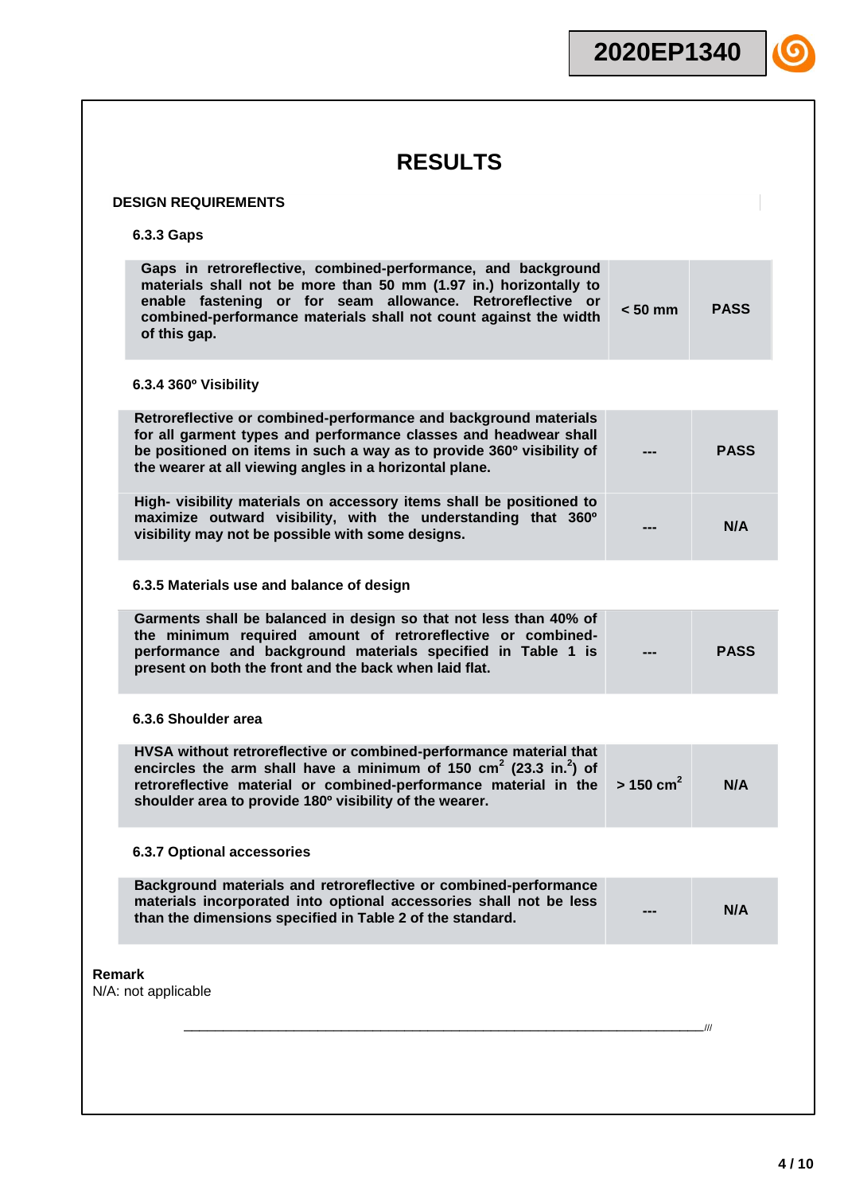# RESULTS

**DESIGN REQUIREMENTS**

**6.3.3 Gaps**

| | | |
|---|---|---|
| **Gaps in retroreflective, combined-performance, and background materials shall not be more than 50 mm (1.97 in.) horizontally to enable fastening or for seam allowance. Retroreflective or combined-performance materials shall not count against the width of this gap.** | **< 50 mm** | **PASS** |

**6.3.4 360º Visibility**

| | | |
|---|---|---|
| **Retroreflective or combined-performance and background materials for all garment types and performance classes and headwear shall be positioned on items in such a way as to provide 360º visibility of the wearer at all viewing angles in a horizontal plane.** | **---** | **PASS** |
| **High- visibility materials on accessory items shall be positioned to maximize outward visibility, with the understanding that 360º visibility may not be possible with some designs.** | **---** | **N/A** |

**6.3.5 Materials use and balance of design**

| | | |
|---|---|---|
| **Garments shall be balanced in design so that not less than 40% of the minimum required amount of retroreflective or combined-performance and background materials specified in Table 1 is present on both the front and the back when laid flat.** | **---** | **PASS** |

**6.3.6 Shoulder area**

| | | |
|---|---|---|
| **HVSA without retroreflective or combined-performance material that encircles the arm shall have a minimum of 150 $cm^2$ (23.3 $in.^2$) of retroreflective material or combined-performance material in the shoulder area to provide 180º visibility of the wearer.** | **> 150 $cm^2$** | **N/A** |

**6.3.7 Optional accessories**

| | | |
|---|---|---|
| **Background materials and retroreflective or combined-performance materials incorporated into optional accessories shall not be less than the dimensions specified in Table 2 of the standard.** | **---** | **N/A** |

**Remark**
N/A: not applicable

___________________________________________________________________________///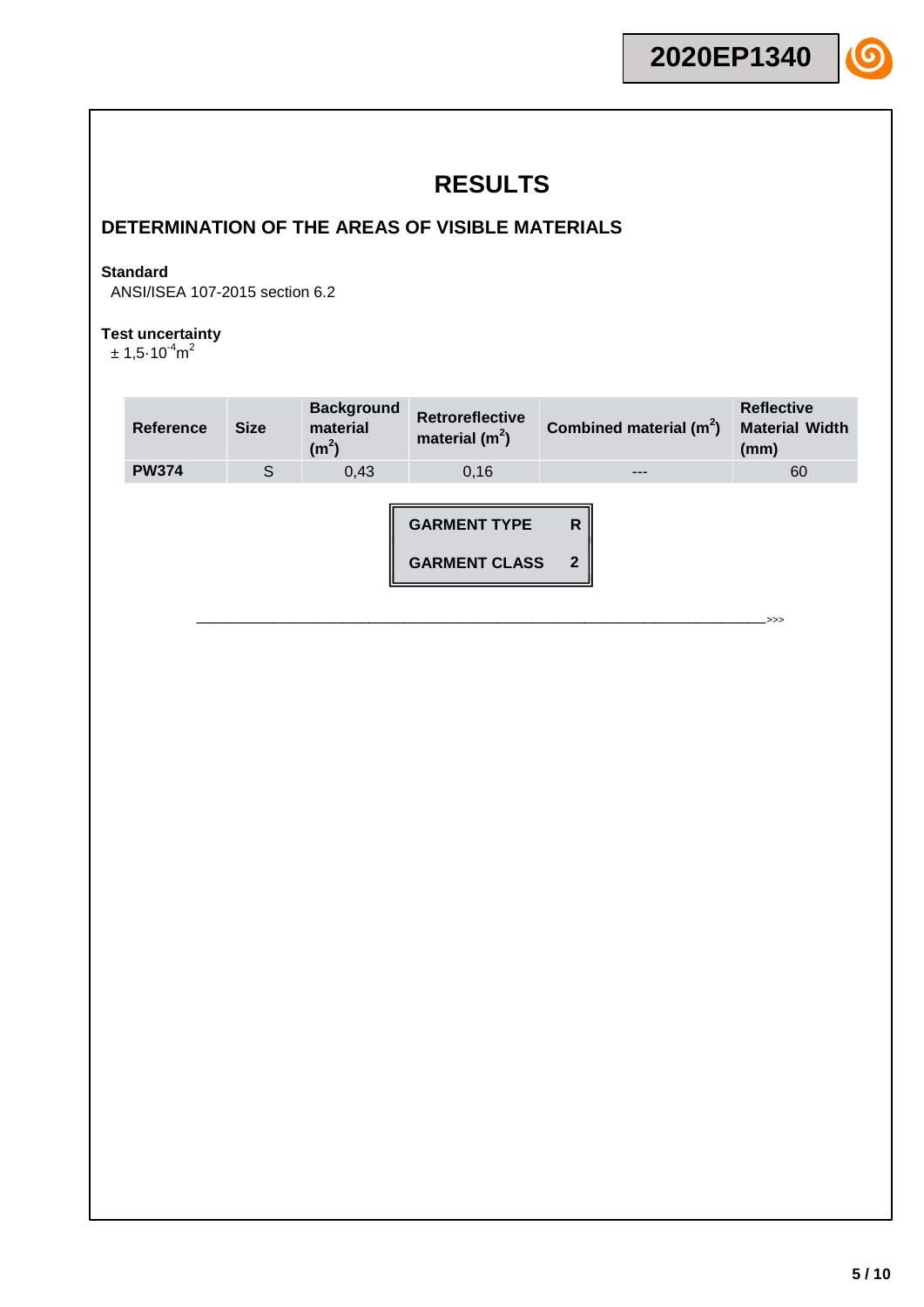# RESULTS

## DETERMINATION OF THE AREAS OF VISIBLE MATERIALS

**Standard**

ANSI/ISEA 107-2015 section 6.2

**Test uncertainty**

$\pm 1{,}5 \cdot 10^{-4} m^2$

| Reference | Size | Background material ($m^2$) | Retroreflective material ($m^2$) | Combined material ($m^2$) | Reflective Material Width (mm) |
|---|---|---|---|---|---|
| **PW374** | S | 0,43 | 0,16 | --- | 60 |

| | |
|---|---|
| **GARMENT TYPE** | **R** |
| **GARMENT CLASS** | **2** |

\>>>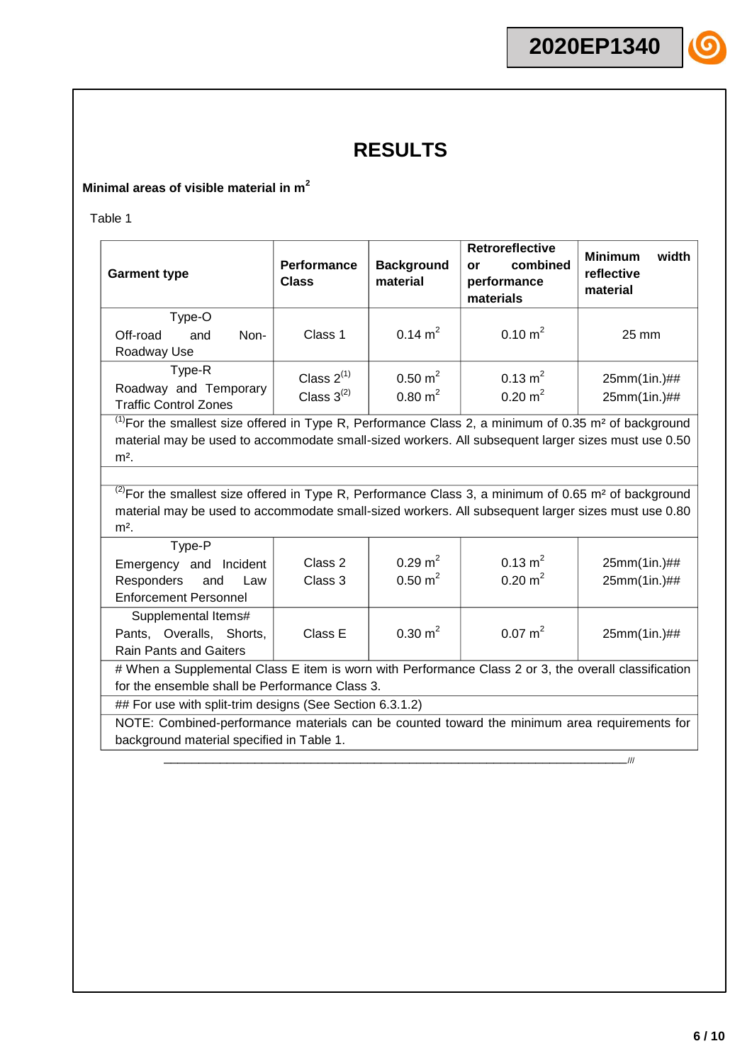# RESULTS

**Minimal areas of visible material in $m^2$**

Table 1

| Garment type | Performance Class | Background material | Retroreflective or combined performance materials | Minimum width reflective material |
|---|---|---|---|---|
| Type-O<br>Off-road and Non-Roadway Use | Class 1 | 0.14 $m^2$ | 0.10 $m^2$ | 25 mm |
| Type-R<br>Roadway and Temporary Traffic Control Zones | Class 2[1]<br>Class 3[2] | 0.50 $m^2$<br>0.80 $m^2$ | 0.13 $m^2$<br>0.20 $m^2$ | 25mm(1in.)##<br>25mm(1in.)## |
| [1]For the smallest size offered in Type R, Performance Class 2, a minimum of 0.35 m² of background material may be used to accommodate small-sized workers. All subsequent larger sizes must use 0.50 m². | | | | |
| | | | | |
| [2]For the smallest size offered in Type R, Performance Class 3, a minimum of 0.65 m² of background material may be used to accommodate small-sized workers. All subsequent larger sizes must use 0.80 m². | | | | |
| Type-P<br>Emergency and Incident Responders and Law Enforcement Personnel | Class 2<br>Class 3 | 0.29 $m^2$<br>0.50 $m^2$ | 0.13 $m^2$<br>0.20 $m^2$ | 25mm(1in.)##<br>25mm(1in.)## |
| Supplemental Items#<br>Pants, Overalls, Shorts, Rain Pants and Gaiters | Class E | 0.30 $m^2$ | 0.07 $m^2$ | 25mm(1in.)## |
| # When a Supplemental Class E item is worn with Performance Class 2 or 3, the overall classification for the ensemble shall be Performance Class 3. | | | | |
| ## For use with split-trim designs (See Section 6.3.1.2) | | | | |
| NOTE: Combined-performance materials can be counted toward the minimum area requirements for background material specified in Table 1. | | | | |

___________________________________________________________________________///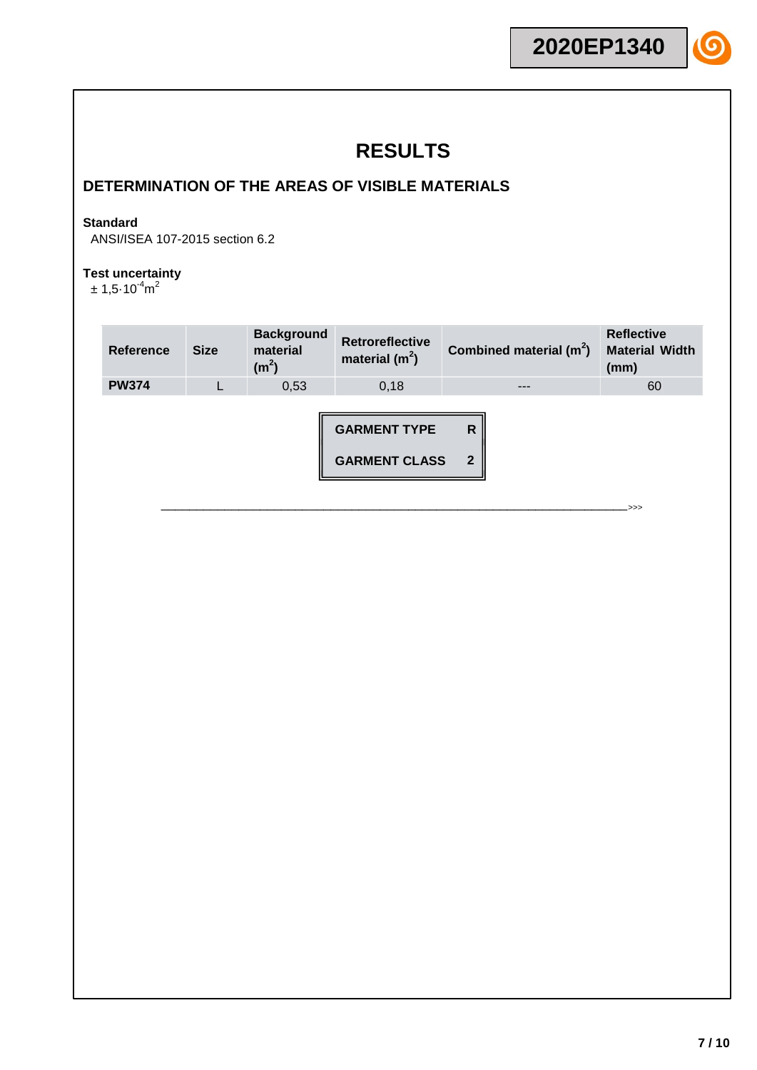# RESULTS

## DETERMINATION OF THE AREAS OF VISIBLE MATERIALS

**Standard**

ANSI/ISEA 107-2015 section 6.2

**Test uncertainty**

$\pm 1{,}5{\cdot}10^{-4} m^2$

| Reference | Size | Background material ($m^2$) | Retroreflective material ($m^2$) | Combined material ($m^2$) | Reflective Material Width (mm) |
|---|---|---|---|---|---|
| **PW374** | L | 0,53 | 0,18 | --- | 60 |

| | |
|---|---|
| **GARMENT TYPE** | **R** |
| **GARMENT CLASS** | **2** |

\_\_\_\_\_\_\_\_\_\_\_\_\_\_\_\_\_\_\_\_\_\_\_\_\_\_\_\_\_\_\_\_\_\_\_\_\_\_\_\_\_\_\_\_\_\_\_\_\_\_\_\_\_\_\_\_\_\_\_\_\_\_\_\_\_\_\_\_\_\_\_\_>>>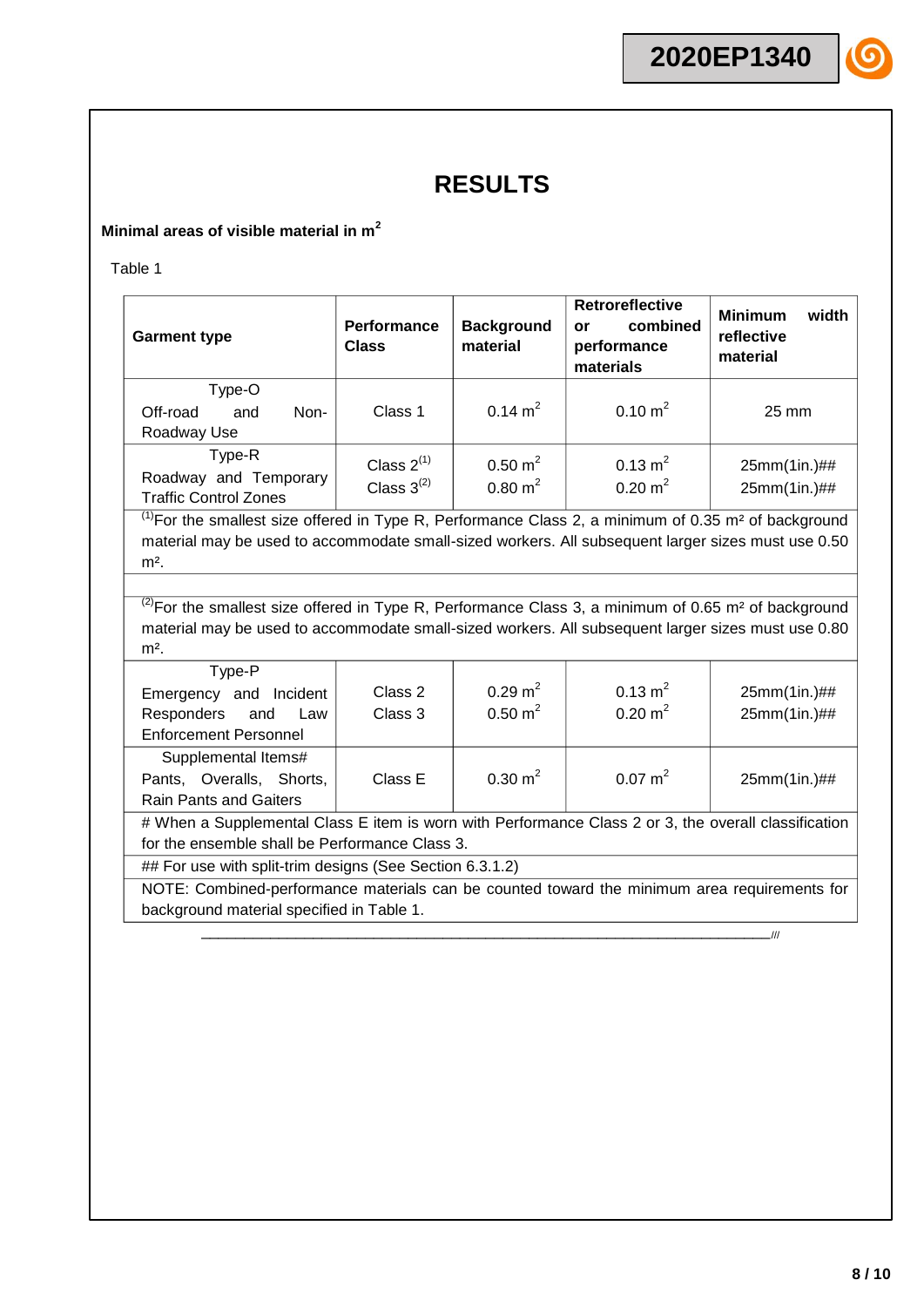# RESULTS

**Minimal areas of visible material in $m^2$**

Table 1

| **Garment type** | **Performance Class** | **Background material** | **Retroreflective or combined performance materials** | **Minimum width reflective material** |
|---|---|---|---|---|
| Type-O<br>Off-road and Non-Roadway Use | Class 1 | 0.14 $m^2$ | 0.10 $m^2$ | 25 mm |
| Type-R<br>Roadway and Temporary Traffic Control Zones | Class 2[(1)]<br>Class 3[(2)] | 0.50 $m^2$<br>0.80 $m^2$ | 0.13 $m^2$<br>0.20 $m^2$ | 25mm(1in.)##<br>25mm(1in.)## |
| [(1)]For the smallest size offered in Type R, Performance Class 2, a minimum of 0.35 $m^2$ of background material may be used to accommodate small-sized workers. All subsequent larger sizes must use 0.50 $m^2$. | | | | |
| | | | | |
| [(2)]For the smallest size offered in Type R, Performance Class 3, a minimum of 0.65 $m^2$ of background material may be used to accommodate small-sized workers. All subsequent larger sizes must use 0.80 $m^2$. | | | | |
| Type-P<br>Emergency and Incident Responders and Law Enforcement Personnel | Class 2<br>Class 3 | 0.29 $m^2$<br>0.50 $m^2$ | 0.13 $m^2$<br>0.20 $m^2$ | 25mm(1in.)##<br>25mm(1in.)## |
| Supplemental Items#<br>Pants, Overalls, Shorts, Rain Pants and Gaiters | Class E | 0.30 $m^2$ | 0.07 $m^2$ | 25mm(1in.)## |
| # When a Supplemental Class E item is worn with Performance Class 2 or 3, the overall classification for the ensemble shall be Performance Class 3. | | | | |
| ## For use with split-trim designs (See Section 6.3.1.2) | | | | |
| NOTE: Combined-performance materials can be counted toward the minimum area requirements for background material specified in Table 1. | | | | |

///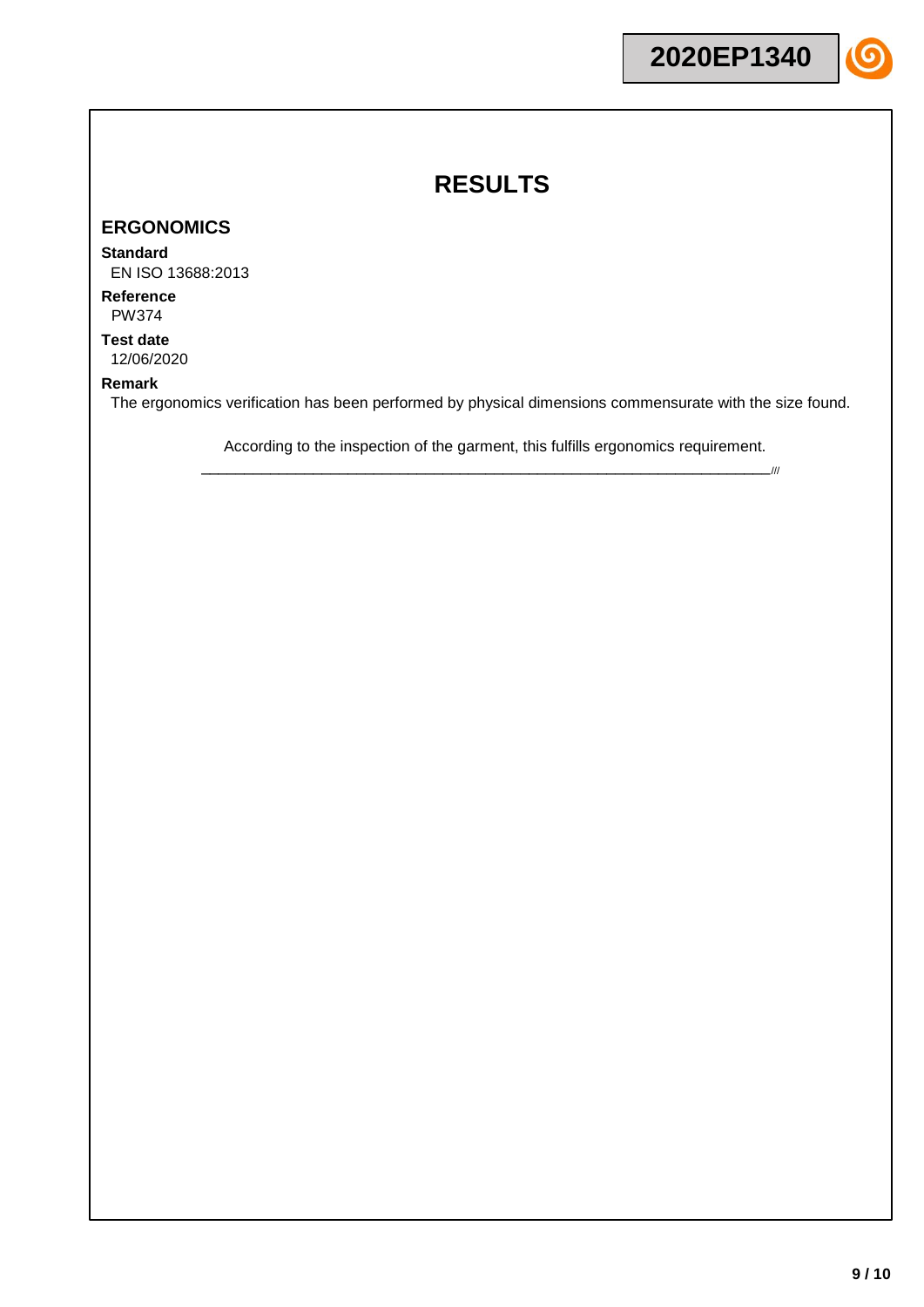# RESULTS

## ERGONOMICS

**Standard**
EN ISO 13688:2013

**Reference**
PW374

**Test date**
12/06/2020

**Remark**
The ergonomics verification has been performed by physical dimensions commensurate with the size found.

According to the inspection of the garment, this fulfills ergonomics requirement.

_____________________________________________________________________///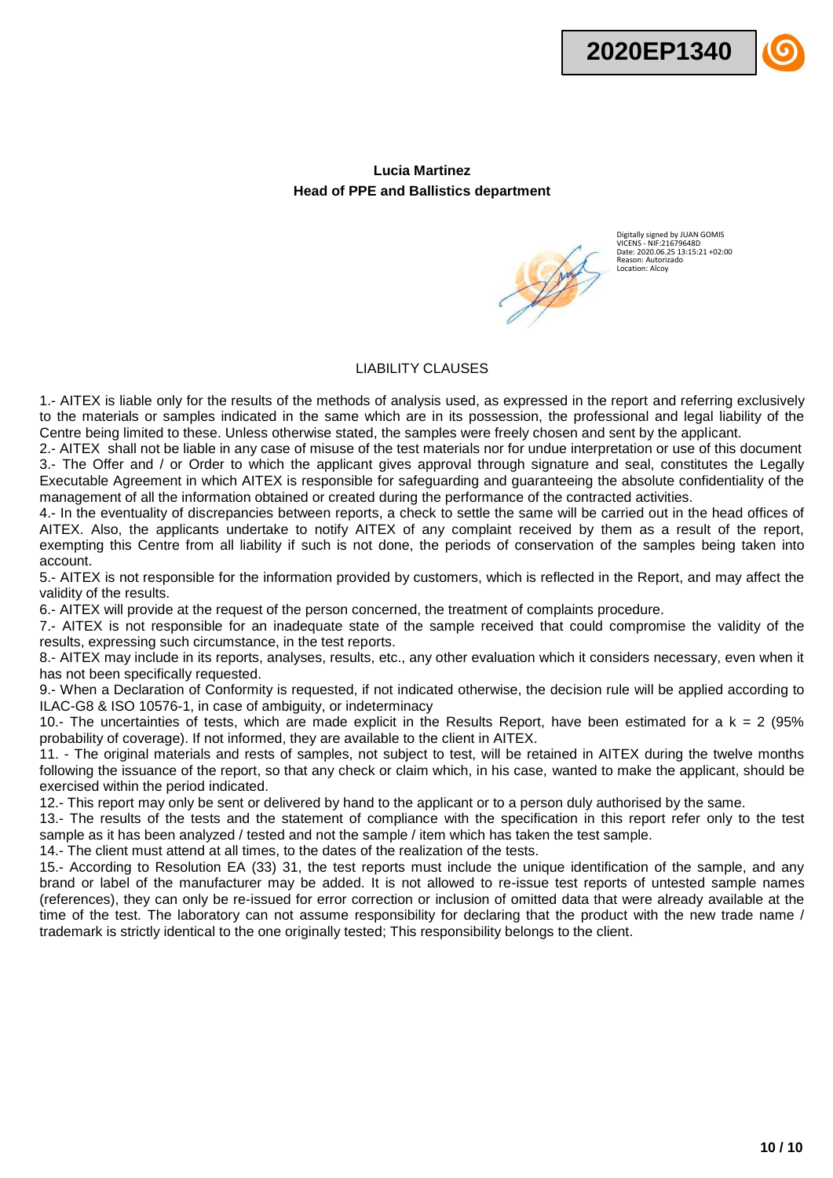**Lucia Martinez**
**Head of PPE and Ballistics department**

Digitally signed by JUAN GOMIS VICENS - NIF:21679648D
Date: 2020.06.25 13:15:21 +02:00
Reason: Autorizado
Location: Alcoy

LIABILITY CLAUSES

1.- AITEX is liable only for the results of the methods of analysis used, as expressed in the report and referring exclusively to the materials or samples indicated in the same which are in its possession, the professional and legal liability of the Centre being limited to these. Unless otherwise stated, the samples were freely chosen and sent by the applicant.
2.- AITEX shall not be liable in any case of misuse of the test materials nor for undue interpretation or use of this document
3.- The Offer and / or Order to which the applicant gives approval through signature and seal, constitutes the Legally Executable Agreement in which AITEX is responsible for safeguarding and guaranteeing the absolute confidentiality of the management of all the information obtained or created during the performance of the contracted activities.
4.- In the eventuality of discrepancies between reports, a check to settle the same will be carried out in the head offices of AITEX. Also, the applicants undertake to notify AITEX of any complaint received by them as a result of the report, exempting this Centre from all liability if such is not done, the periods of conservation of the samples being taken into account.
5.- AITEX is not responsible for the information provided by customers, which is reflected in the Report, and may affect the validity of the results.
6.- AITEX will provide at the request of the person concerned, the treatment of complaints procedure.
7.- AITEX is not responsible for an inadequate state of the sample received that could compromise the validity of the results, expressing such circumstance, in the test reports.
8.- AITEX may include in its reports, analyses, results, etc., any other evaluation which it considers necessary, even when it has not been specifically requested.
9.- When a Declaration of Conformity is requested, if not indicated otherwise, the decision rule will be applied according to ILAC-G8 & ISO 10576-1, in case of ambiguity, or indeterminacy
10.- The uncertainties of tests, which are made explicit in the Results Report, have been estimated for a k = 2 (95% probability of coverage). If not informed, they are available to the client in AITEX.
11. - The original materials and rests of samples, not subject to test, will be retained in AITEX during the twelve months following the issuance of the report, so that any check or claim which, in his case, wanted to make the applicant, should be exercised within the period indicated.
12.- This report may only be sent or delivered by hand to the applicant or to a person duly authorised by the same.
13.- The results of the tests and the statement of compliance with the specification in this report refer only to the test sample as it has been analyzed / tested and not the sample / item which has taken the test sample.
14.- The client must attend at all times, to the dates of the realization of the tests.
15.- According to Resolution EA (33) 31, the test reports must include the unique identification of the sample, and any brand or label of the manufacturer may be added. It is not allowed to re-issue test reports of untested sample names (references), they can only be re-issued for error correction or inclusion of omitted data that were already available at the time of the test. The laboratory can not assume responsibility for declaring that the product with the new trade name / trademark is strictly identical to the one originally tested; This responsibility belongs to the client.